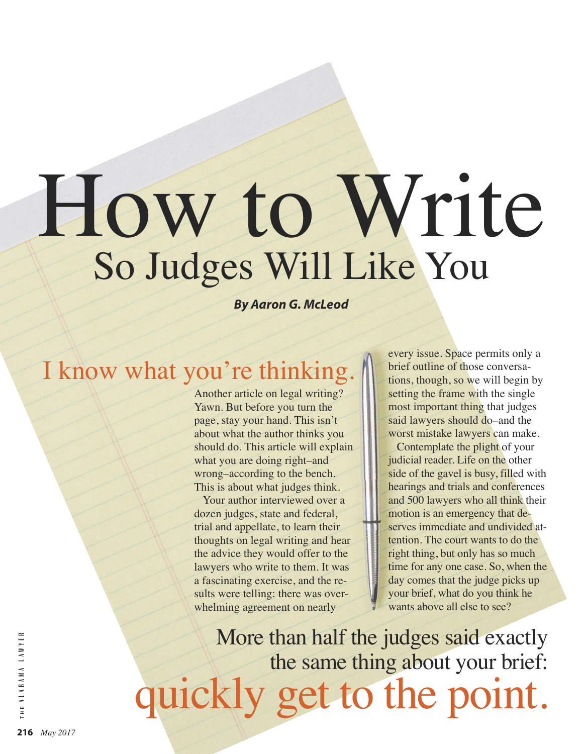# How to Write So Judges Will Like You

***By Aaron G. McLeod***

## I know what you're thinking.

Another article on legal writing? Yawn. But before you turn the page, stay your hand. This isn't about what the author thinks you should do. This article will explain what you are doing right–and wrong–according to the bench. This is about what judges think.

Your author interviewed over a dozen judges, state and federal, trial and appellate, to learn their thoughts on legal writing and hear the advice they would offer to the lawyers who write to them. It was a fascinating exercise, and the results were telling: there was overwhelming agreement on nearly every issue. Space permits only a brief outline of those conversations, though, so we will begin by setting the frame with the single most important thing that judges said lawyers should do–and the worst mistake lawyers can make.

Contemplate the plight of your judicial reader. Life on the other side of the gavel is busy, filled with hearings and trials and conferences and 500 lawyers who all think their motion is an emergency that deserves immediate and undivided attention. The court wants to do the right thing, but only has so much time for any one case. So, when the day comes that the judge picks up your brief, what do you think he wants above all else to see?

More than half the judges said exactly the same thing about your brief: **quickly get to the point.**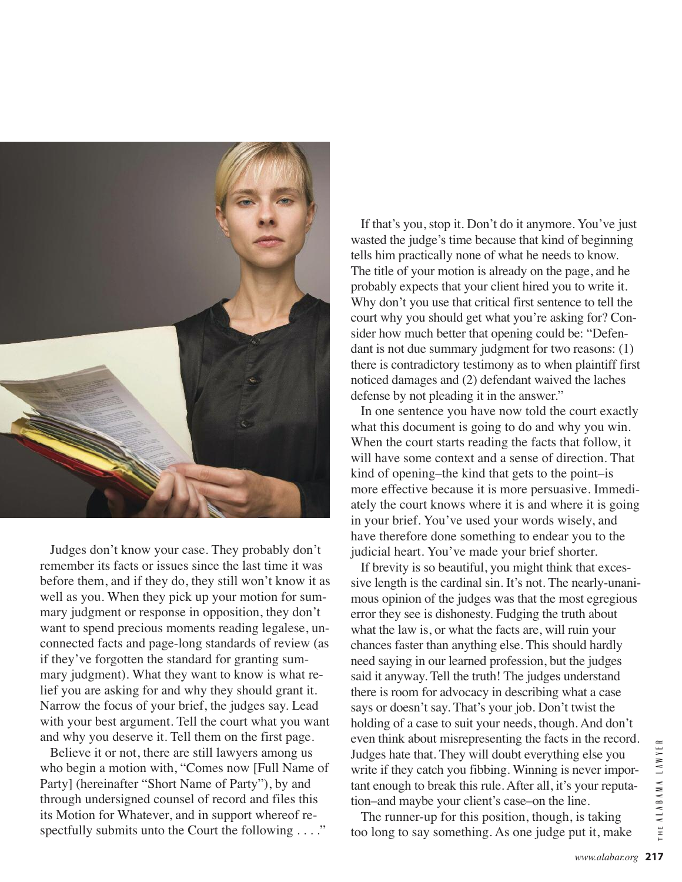Judges don't know your case. They probably don't remember its facts or issues since the last time it was before them, and if they do, they still won't know it as well as you. When they pick up your motion for summary judgment or response in opposition, they don't want to spend precious moments reading legalese, unconnected facts and page-long standards of review (as if they've forgotten the standard for granting summary judgment). What they want to know is what relief you are asking for and why they should grant it. Narrow the focus of your brief, the judges say. Lead with your best argument. Tell the court what you want and why you deserve it. Tell them on the first page.

Believe it or not, there are still lawyers among us who begin a motion with, "Comes now [Full Name of Party] (hereinafter "Short Name of Party"), by and through undersigned counsel of record and files this its Motion for Whatever, and in support whereof respectfully submits unto the Court the following . . . ."

If that's you, stop it. Don't do it anymore. You've just wasted the judge's time because that kind of beginning tells him practically none of what he needs to know. The title of your motion is already on the page, and he probably expects that your client hired you to write it. Why don't you use that critical first sentence to tell the court why you should get what you're asking for? Consider how much better that opening could be: "Defendant is not due summary judgment for two reasons: (1) there is contradictory testimony as to when plaintiff first noticed damages and (2) defendant waived the laches defense by not pleading it in the answer."

In one sentence you have now told the court exactly what this document is going to do and why you win. When the court starts reading the facts that follow, it will have some context and a sense of direction. That kind of opening–the kind that gets to the point–is more effective because it is more persuasive. Immediately the court knows where it is and where it is going in your brief. You've used your words wisely, and have therefore done something to endear you to the judicial heart. You've made your brief shorter.

If brevity is so beautiful, you might think that excessive length is the cardinal sin. It's not. The nearly-unanimous opinion of the judges was that the most egregious error they see is dishonesty. Fudging the truth about what the law is, or what the facts are, will ruin your chances faster than anything else. This should hardly need saying in our learned profession, but the judges said it anyway. Tell the truth! The judges understand there is room for advocacy in describing what a case says or doesn't say. That's your job. Don't twist the holding of a case to suit your needs, though. And don't even think about misrepresenting the facts in the record. Judges hate that. They will doubt everything else you write if they catch you fibbing. Winning is never important enough to break this rule. After all, it's your reputation–and maybe your client's case–on the line.

The runner-up for this position, though, is taking too long to say something. As one judge put it, make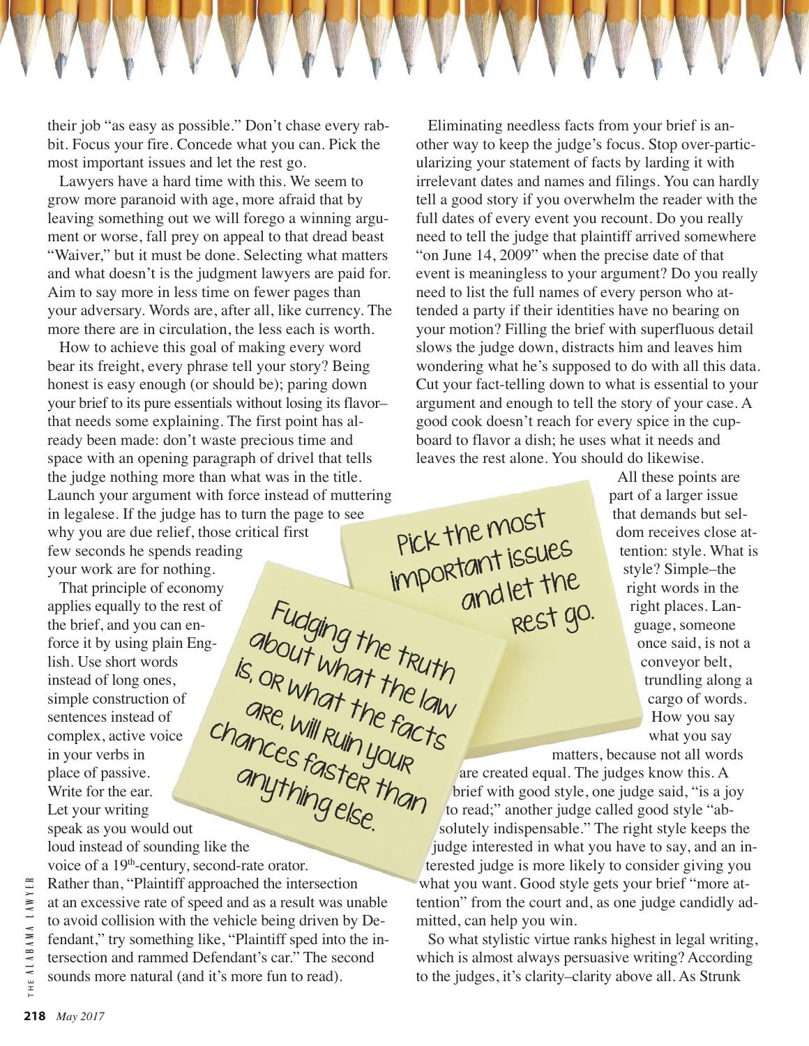their job "as easy as possible." Don't chase every rabbit. Focus your fire. Concede what you can. Pick the most important issues and let the rest go.

Lawyers have a hard time with this. We seem to grow more paranoid with age, more afraid that by leaving something out we will forego a winning argument or worse, fall prey on appeal to that dread beast "Waiver," but it must be done. Selecting what matters and what doesn't is the judgment lawyers are paid for. Aim to say more in less time on fewer pages than your adversary. Words are, after all, like currency. The more there are in circulation, the less each is worth.

How to achieve this goal of making every word bear its freight, every phrase tell your story? Being honest is easy enough (or should be); paring down your brief to its pure essentials without losing its flavor–that needs some explaining. The first point has already been made: don't waste precious time and space with an opening paragraph of drivel that tells the judge nothing more than what was in the title. Launch your argument with force instead of muttering in legalese. If the judge has to turn the page to see why you are due relief, those critical first few seconds he spends reading your work are for nothing.

That principle of economy applies equally to the rest of the brief, and you can enforce it by using plain English. Use short words instead of long ones, simple construction of sentences instead of complex, active voice in your verbs in place of passive. Write for the ear. Let your writing speak as you would out loud instead of sounding like the voice of a 19th-century, second-rate orator. Rather than, "Plaintiff approached the intersection at an excessive rate of speed and as a result was unable to avoid collision with the vehicle being driven by Defendant," try something like, "Plaintiff sped into the intersection and rammed Defendant's car." The second sounds more natural (and it's more fun to read).

> Fudging the truth about what the law is, or what the facts are, will ruin your chances faster than anything else.

> Pick the most important issues and let the rest go.

Eliminating needless facts from your brief is another way to keep the judge's focus. Stop over-particularizing your statement of facts by larding it with irrelevant dates and names and filings. You can hardly tell a good story if you overwhelm the reader with the full dates of every event you recount. Do you really need to tell the judge that plaintiff arrived somewhere "on June 14, 2009" when the precise date of that event is meaningless to your argument? Do you really need to list the full names of every person who attended a party if their identities have no bearing on your motion? Filling the brief with superfluous detail slows the judge down, distracts him and leaves him wondering what he's supposed to do with all this data. Cut your fact-telling down to what is essential to your argument and enough to tell the story of your case. A good cook doesn't reach for every spice in the cupboard to flavor a dish; he uses what it needs and leaves the rest alone. You should do likewise.

All these points are part of a larger issue that demands but seldom receives close attention: style. What is style? Simple–the right words in the right places. Language, someone once said, is not a conveyor belt, trundling along a cargo of words. How you say what you say matters, because not all words are created equal. The judges know this. A brief with good style, one judge said, "is a joy to read;" another judge called good style "absolutely indispensable." The right style keeps the judge interested in what you have to say, and an interested judge is more likely to consider giving you what you want. Good style gets your brief "more attention" from the court and, as one judge candidly admitted, can help you win.

So what stylistic virtue ranks highest in legal writing, which is almost always persuasive writing? According to the judges, it's clarity–clarity above all. As Strunk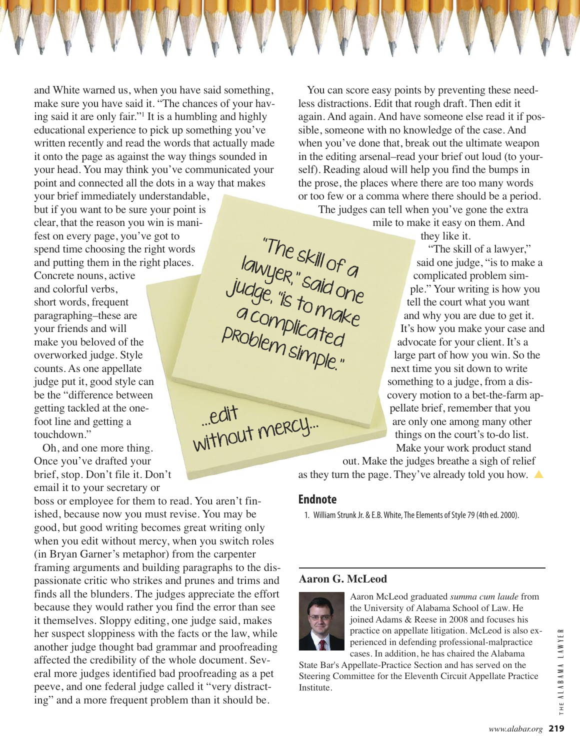and White warned us, when you have said something, make sure you have said it. "The chances of your having said it are only fair."[1] It is a humbling and highly educational experience to pick up something you've written recently and read the words that actually made it onto the page as against the way things sounded in your head. You may think you've communicated your point and connected all the dots in a way that makes your brief immediately understandable, but if you want to be sure your point is clear, that the reason you win is manifest on every page, you've got to spend time choosing the right words and putting them in the right places. Concrete nouns, active and colorful verbs, short words, frequent paragraphing–these are your friends and will make you beloved of the overworked judge. Style counts. As one appellate judge put it, good style can be the "difference between getting tackled at the one-foot line and getting a touchdown."

Oh, and one more thing. Once you've drafted your brief, stop. Don't file it. Don't email it to your secretary or boss or employee for them to read. You aren't finished, because now you must revise. You may be good, but good writing becomes great writing only when you edit without mercy, when you switch roles (in Bryan Garner's metaphor) from the carpenter framing arguments and building paragraphs to the dispassionate critic who strikes and prunes and trims and finds all the blunders. The judges appreciate the effort because they would rather you find the error than see it themselves. Sloppy editing, one judge said, makes her suspect sloppiness with the facts or the law, while another judge thought bad grammar and proofreading affected the credibility of the whole document. Several more judges identified bad proofreading as a pet peeve, and one federal judge called it "very distracting" and a more frequent problem than it should be.

> "The skill of a lawyer," said one judge, "is to make a complicated problem simple."
>
> ...edit without mercy...

You can score easy points by preventing these needless distractions. Edit that rough draft. Then edit it again. And again. And have someone else read it if possible, someone with no knowledge of the case. And when you've done that, break out the ultimate weapon in the editing arsenal–read your brief out loud (to yourself). Reading aloud will help you find the bumps in the prose, the places where there are too many words or too few or a comma where there should be a period.

The judges can tell when you've gone the extra mile to make it easy on them. And they like it.

"The skill of a lawyer," said one judge, "is to make a complicated problem simple." Your writing is how you tell the court what you want and why you are due to get it. It's how you make your case and advocate for your client. It's a large part of how you win. So the next time you sit down to write something to a judge, from a discovery motion to a bet-the-farm appellate brief, remember that you are only one among many other things on the court's to-do list. Make your work product stand out. Make the judges breathe a sigh of relief as they turn the page. They've already told you how.

## Endnote

1. William Strunk Jr. & E.B. White, The Elements of Style 79 (4th ed. 2000).

---

**Aaron G. McLeod**

Aaron McLeod graduated *summa cum laude* from the University of Alabama School of Law. He joined Adams & Reese in 2008 and focuses his practice on appellate litigation. McLeod is also experienced in defending professional-malpractice cases. In addition, he has chaired the Alabama State Bar's Appellate-Practice Section and has served on the Steering Committee for the Eleventh Circuit Appellate Practice Institute.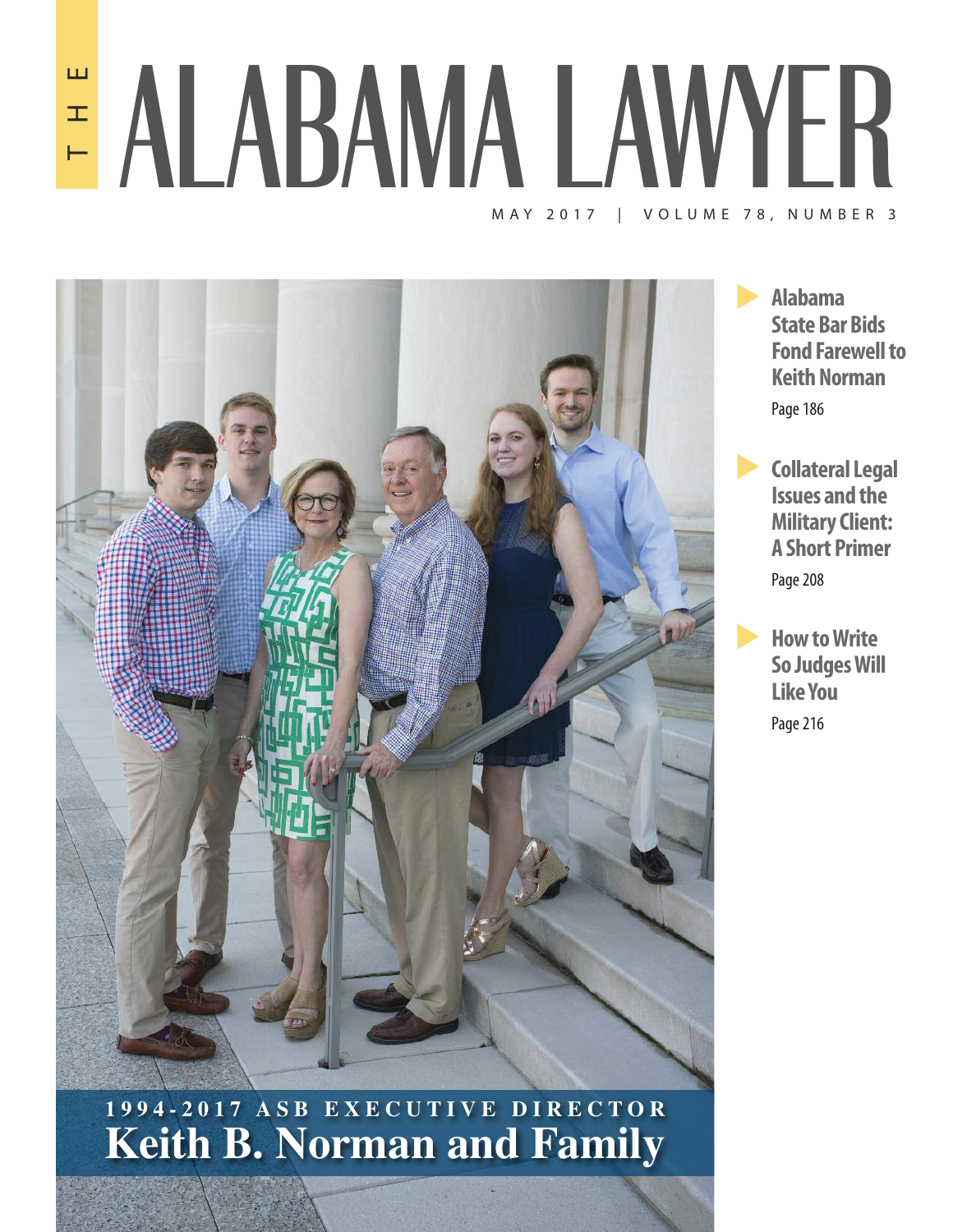# THE ALABAMA LAWYER

MAY 2017 | VOLUME 78, NUMBER 3

**Alabama State Bar Bids Fond Farewell to Keith Norman**

Page 186

**Collateral Legal Issues and the Military Client: A Short Primer**

Page 208

**How to Write So Judges Will Like You**

Page 216

**1994-2017 ASB EXECUTIVE DIRECTOR**

**Keith B. Norman and Family**